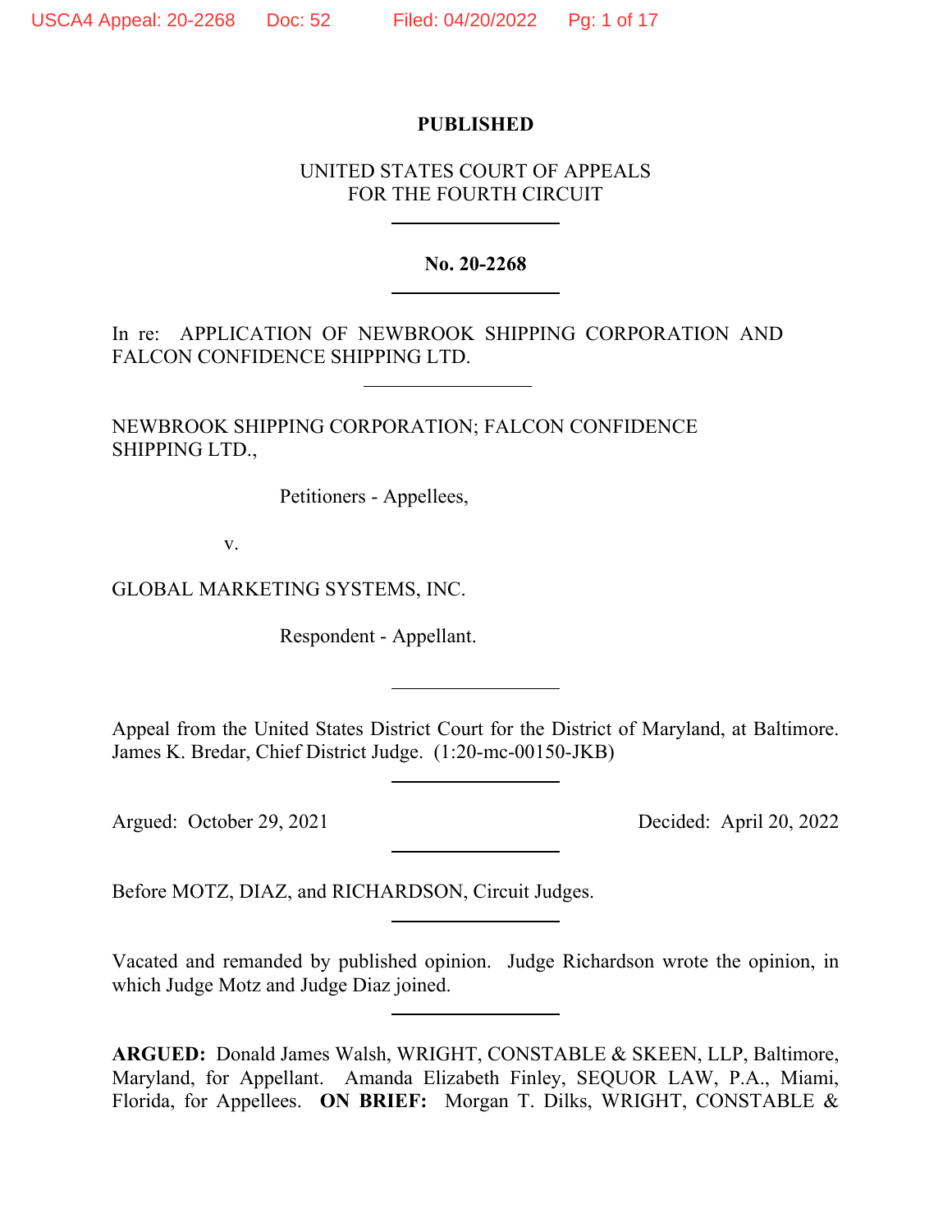**PUBLISHED**

UNITED STATES COURT OF APPEALS
FOR THE FOURTH CIRCUIT

---

**No. 20-2268**

---

In re: APPLICATION OF NEWBROOK SHIPPING CORPORATION AND FALCON CONFIDENCE SHIPPING LTD.

---

NEWBROOK SHIPPING CORPORATION; FALCON CONFIDENCE SHIPPING LTD.,

Petitioners - Appellees,

v.

GLOBAL MARKETING SYSTEMS, INC.

Respondent - Appellant.

---

Appeal from the United States District Court for the District of Maryland, at Baltimore. James K. Bredar, Chief District Judge. (1:20-mc-00150-JKB)

---

Argued: October 29, 2021 Decided: April 20, 2022

---

Before MOTZ, DIAZ, and RICHARDSON, Circuit Judges.

---

Vacated and remanded by published opinion. Judge Richardson wrote the opinion, in which Judge Motz and Judge Diaz joined.

---

**ARGUED:** Donald James Walsh, WRIGHT, CONSTABLE & SKEEN, LLP, Baltimore, Maryland, for Appellant. Amanda Elizabeth Finley, SEQUOR LAW, P.A., Miami, Florida, for Appellees. **ON BRIEF:** Morgan T. Dilks, WRIGHT, CONSTABLE &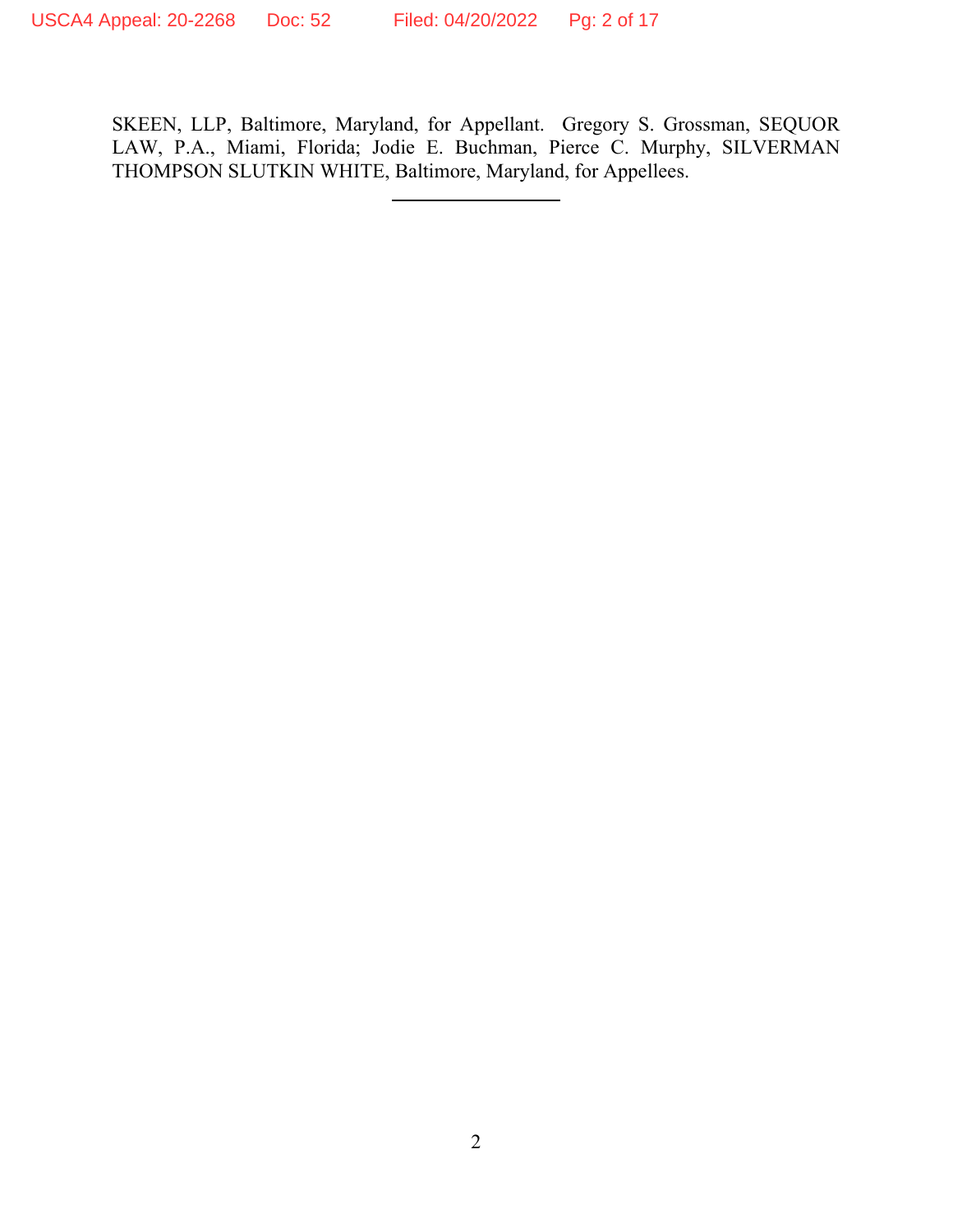SKEEN, LLP, Baltimore, Maryland, for Appellant. Gregory S. Grossman, SEQUOR LAW, P.A., Miami, Florida; Jodie E. Buchman, Pierce C. Murphy, SILVERMAN THOMPSON SLUTKIN WHITE, Baltimore, Maryland, for Appellees.

---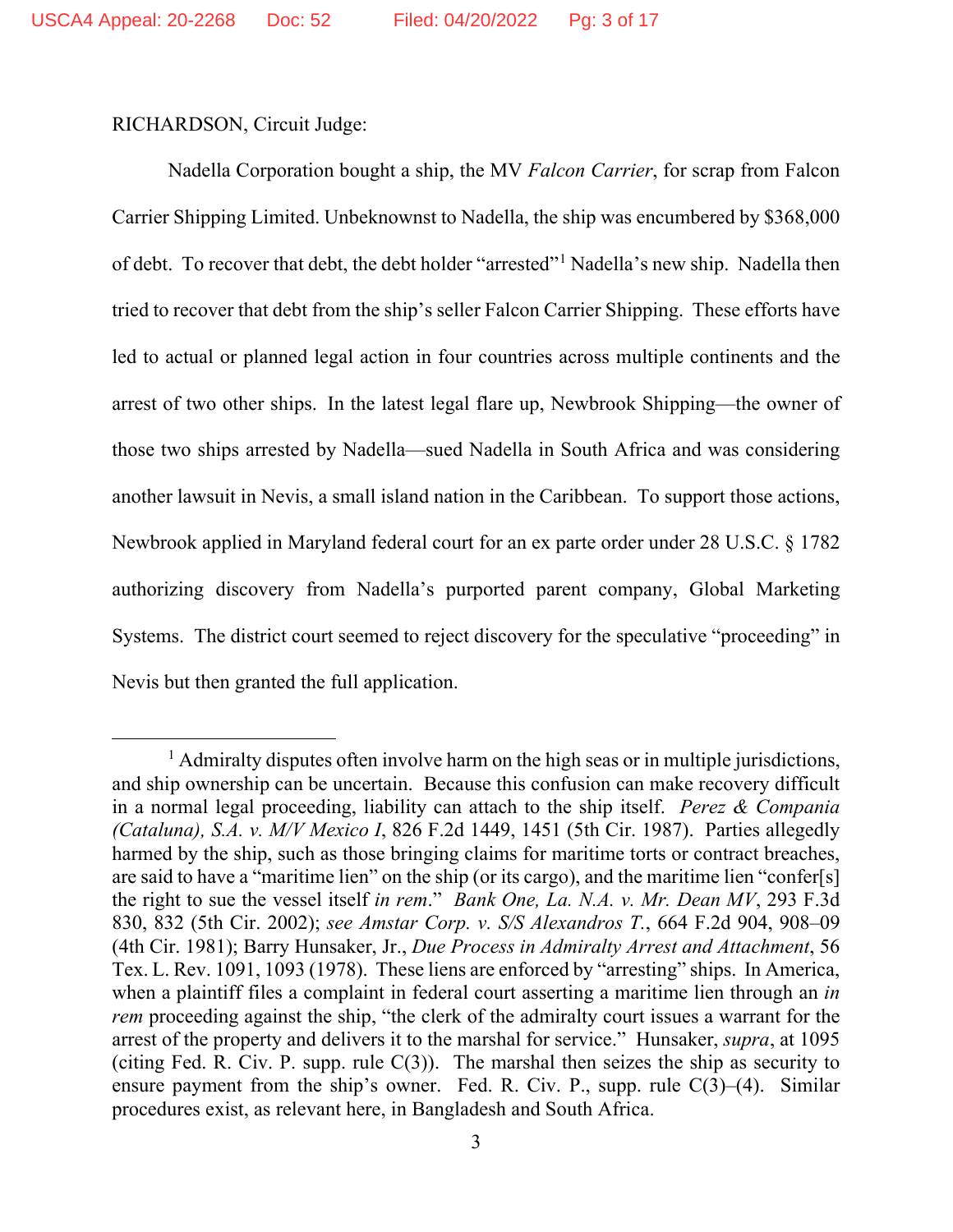RICHARDSON, Circuit Judge:

Nadella Corporation bought a ship, the MV *Falcon Carrier*, for scrap from Falcon Carrier Shipping Limited. Unbeknownst to Nadella, the ship was encumbered by $368,000 of debt. To recover that debt, the debt holder "arrested"[1] Nadella's new ship. Nadella then tried to recover that debt from the ship's seller Falcon Carrier Shipping. These efforts have led to actual or planned legal action in four countries across multiple continents and the arrest of two other ships. In the latest legal flare up, Newbrook Shipping—the owner of those two ships arrested by Nadella—sued Nadella in South Africa and was considering another lawsuit in Nevis, a small island nation in the Caribbean. To support those actions, Newbrook applied in Maryland federal court for an ex parte order under 28 U.S.C. § 1782 authorizing discovery from Nadella's purported parent company, Global Marketing Systems. The district court seemed to reject discovery for the speculative "proceeding" in Nevis but then granted the full application.

[1] Admiralty disputes often involve harm on the high seas or in multiple jurisdictions, and ship ownership can be uncertain. Because this confusion can make recovery difficult in a normal legal proceeding, liability can attach to the ship itself. *Perez & Compania (Cataluna), S.A. v. M/V Mexico I*, 826 F.2d 1449, 1451 (5th Cir. 1987). Parties allegedly harmed by the ship, such as those bringing claims for maritime torts or contract breaches, are said to have a "maritime lien" on the ship (or its cargo), and the maritime lien "confer[s] the right to sue the vessel itself *in rem*." *Bank One, La. N.A. v. Mr. Dean MV*, 293 F.3d 830, 832 (5th Cir. 2002); *see Amstar Corp. v. S/S Alexandros T.*, 664 F.2d 904, 908–09 (4th Cir. 1981); Barry Hunsaker, Jr., *Due Process in Admiralty Arrest and Attachment*, 56 Tex. L. Rev. 1091, 1093 (1978). These liens are enforced by "arresting" ships. In America, when a plaintiff files a complaint in federal court asserting a maritime lien through an *in rem* proceeding against the ship, "the clerk of the admiralty court issues a warrant for the arrest of the property and delivers it to the marshal for service." Hunsaker, *supra*, at 1095 (citing Fed. R. Civ. P. supp. rule C(3)). The marshal then seizes the ship as security to ensure payment from the ship's owner. Fed. R. Civ. P., supp. rule C(3)–(4). Similar procedures exist, as relevant here, in Bangladesh and South Africa.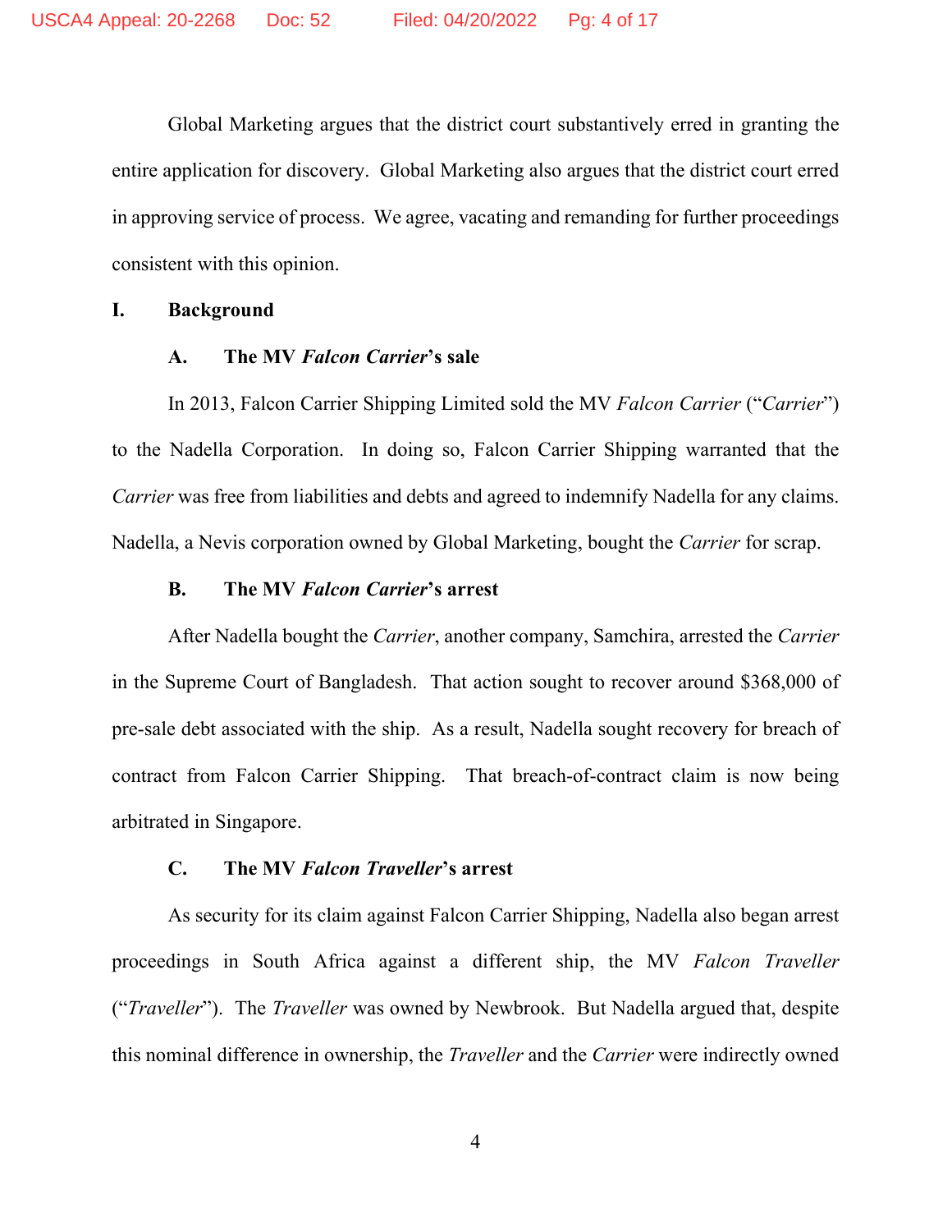Global Marketing argues that the district court substantively erred in granting the entire application for discovery. Global Marketing also argues that the district court erred in approving service of process. We agree, vacating and remanding for further proceedings consistent with this opinion.

## I. Background

### A. The MV *Falcon Carrier*'s sale

In 2013, Falcon Carrier Shipping Limited sold the MV *Falcon Carrier* ("*Carrier*") to the Nadella Corporation. In doing so, Falcon Carrier Shipping warranted that the *Carrier* was free from liabilities and debts and agreed to indemnify Nadella for any claims. Nadella, a Nevis corporation owned by Global Marketing, bought the *Carrier* for scrap.

### B. The MV *Falcon Carrier*'s arrest

After Nadella bought the *Carrier*, another company, Samchira, arrested the *Carrier* in the Supreme Court of Bangladesh. That action sought to recover around $368,000 of pre-sale debt associated with the ship. As a result, Nadella sought recovery for breach of contract from Falcon Carrier Shipping. That breach-of-contract claim is now being arbitrated in Singapore.

### C. The MV *Falcon Traveller*'s arrest

As security for its claim against Falcon Carrier Shipping, Nadella also began arrest proceedings in South Africa against a different ship, the MV *Falcon Traveller* ("*Traveller*"). The *Traveller* was owned by Newbrook. But Nadella argued that, despite this nominal difference in ownership, the *Traveller* and the *Carrier* were indirectly owned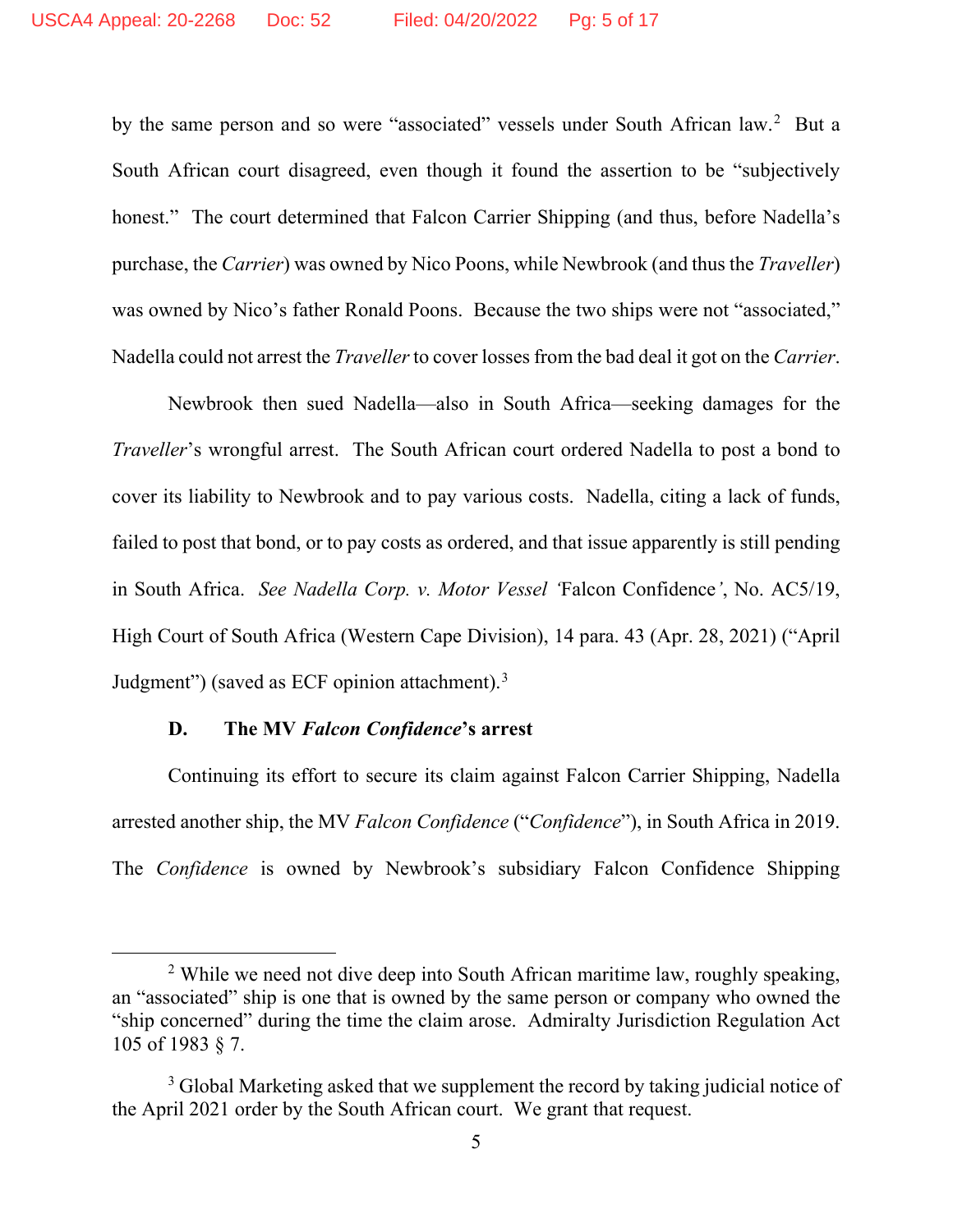by the same person and so were "associated" vessels under South African law.[2] But a South African court disagreed, even though it found the assertion to be "subjectively honest." The court determined that Falcon Carrier Shipping (and thus, before Nadella's purchase, the *Carrier*) was owned by Nico Poons, while Newbrook (and thus the *Traveller*) was owned by Nico's father Ronald Poons. Because the two ships were not "associated," Nadella could not arrest the *Traveller* to cover losses from the bad deal it got on the *Carrier*.

Newbrook then sued Nadella—also in South Africa—seeking damages for the *Traveller*'s wrongful arrest. The South African court ordered Nadella to post a bond to cover its liability to Newbrook and to pay various costs. Nadella, citing a lack of funds, failed to post that bond, or to pay costs as ordered, and that issue apparently is still pending in South Africa. *See Nadella Corp. v. Motor Vessel 'Falcon Confidence'*, No. AC5/19, High Court of South Africa (Western Cape Division), 14 para. 43 (Apr. 28, 2021) ("April Judgment") (saved as ECF opinion attachment).[3]

### D. The MV *Falcon Confidence*'s arrest

Continuing its effort to secure its claim against Falcon Carrier Shipping, Nadella arrested another ship, the MV *Falcon Confidence* ("*Confidence*"), in South Africa in 2019. The *Confidence* is owned by Newbrook's subsidiary Falcon Confidence Shipping

---

[2] While we need not dive deep into South African maritime law, roughly speaking, an "associated" ship is one that is owned by the same person or company who owned the "ship concerned" during the time the claim arose. Admiralty Jurisdiction Regulation Act 105 of 1983 § 7.

[3] Global Marketing asked that we supplement the record by taking judicial notice of the April 2021 order by the South African court. We grant that request.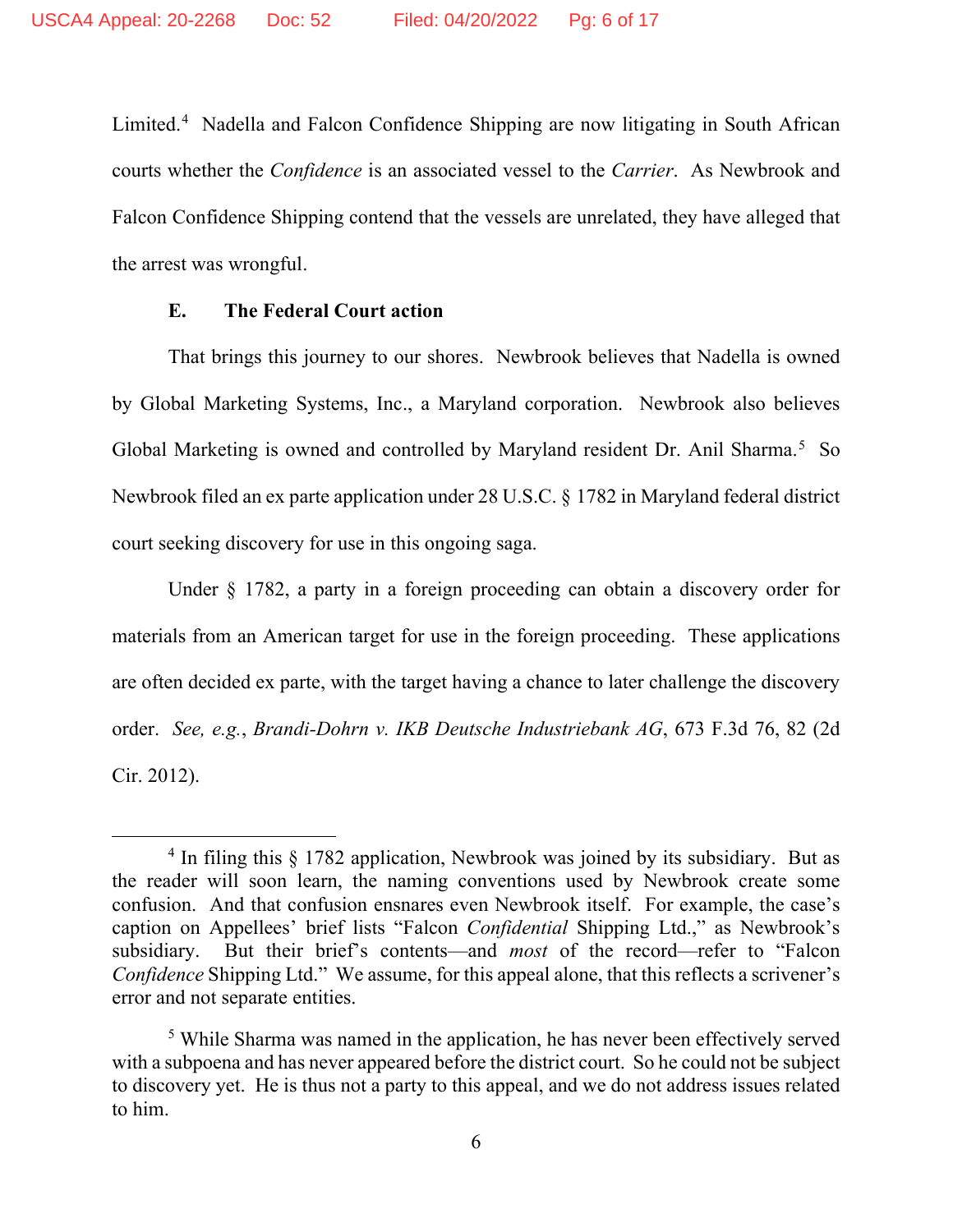Limited.[4] Nadella and Falcon Confidence Shipping are now litigating in South African courts whether the *Confidence* is an associated vessel to the *Carrier*. As Newbrook and Falcon Confidence Shipping contend that the vessels are unrelated, they have alleged that the arrest was wrongful.

### E. The Federal Court action

That brings this journey to our shores. Newbrook believes that Nadella is owned by Global Marketing Systems, Inc., a Maryland corporation. Newbrook also believes Global Marketing is owned and controlled by Maryland resident Dr. Anil Sharma.[5] So Newbrook filed an ex parte application under 28 U.S.C. § 1782 in Maryland federal district court seeking discovery for use in this ongoing saga.

Under § 1782, a party in a foreign proceeding can obtain a discovery order for materials from an American target for use in the foreign proceeding. These applications are often decided ex parte, with the target having a chance to later challenge the discovery order. *See, e.g.*, *Brandi-Dohrn v. IKB Deutsche Industriebank AG*, 673 F.3d 76, 82 (2d Cir. 2012).

---

[4] In filing this § 1782 application, Newbrook was joined by its subsidiary. But as the reader will soon learn, the naming conventions used by Newbrook create some confusion. And that confusion ensnares even Newbrook itself. For example, the case's caption on Appellees' brief lists "Falcon *Confidential* Shipping Ltd.," as Newbrook's subsidiary. But their brief's contents—and *most* of the record—refer to "Falcon *Confidence* Shipping Ltd." We assume, for this appeal alone, that this reflects a scrivener's error and not separate entities.

[5] While Sharma was named in the application, he has never been effectively served with a subpoena and has never appeared before the district court. So he could not be subject to discovery yet. He is thus not a party to this appeal, and we do not address issues related to him.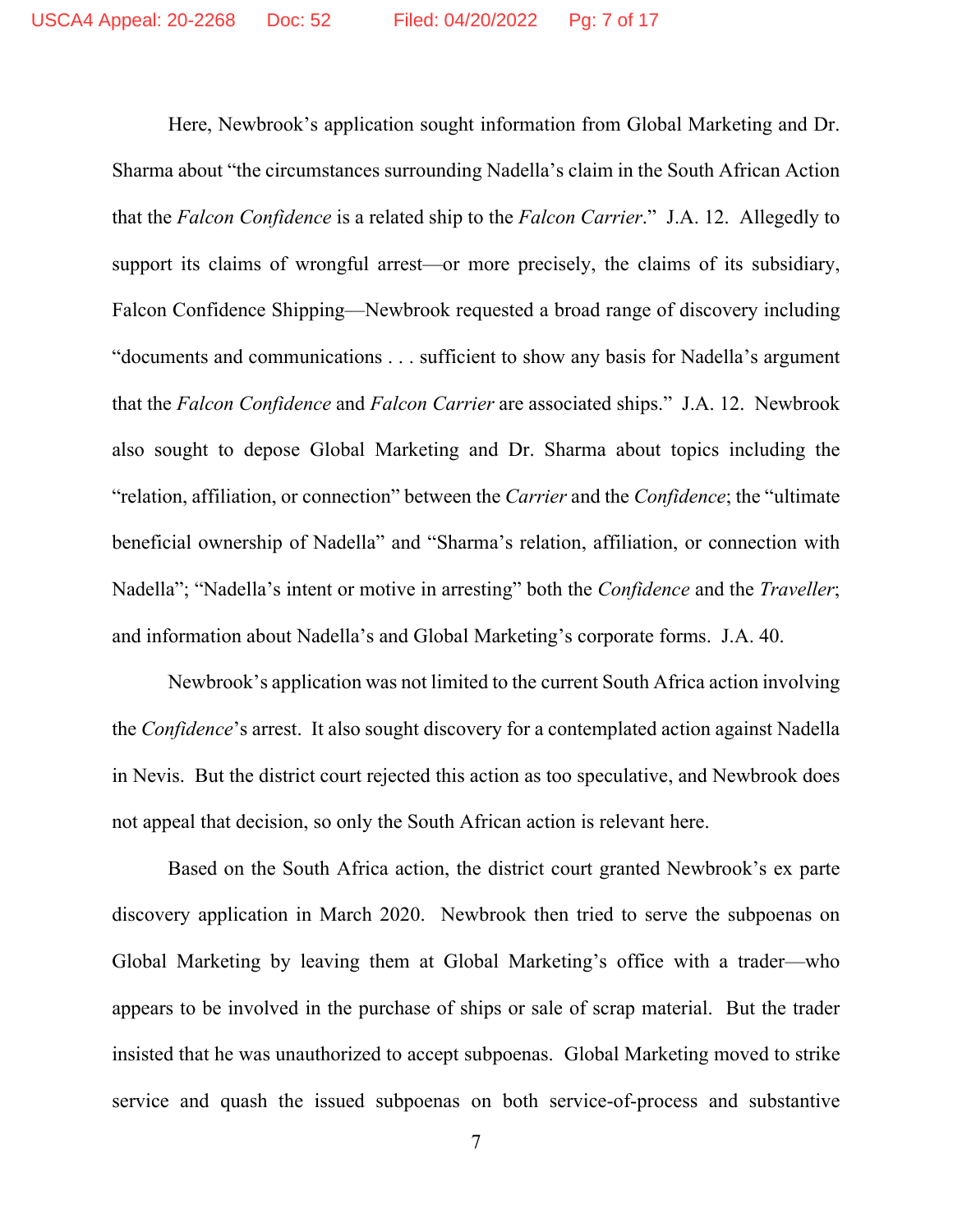Here, Newbrook's application sought information from Global Marketing and Dr. Sharma about "the circumstances surrounding Nadella's claim in the South African Action that the *Falcon Confidence* is a related ship to the *Falcon Carrier*." J.A. 12. Allegedly to support its claims of wrongful arrest—or more precisely, the claims of its subsidiary, Falcon Confidence Shipping—Newbrook requested a broad range of discovery including "documents and communications . . . sufficient to show any basis for Nadella's argument that the *Falcon Confidence* and *Falcon Carrier* are associated ships." J.A. 12. Newbrook also sought to depose Global Marketing and Dr. Sharma about topics including the "relation, affiliation, or connection" between the *Carrier* and the *Confidence*; the "ultimate beneficial ownership of Nadella" and "Sharma's relation, affiliation, or connection with Nadella"; "Nadella's intent or motive in arresting" both the *Confidence* and the *Traveller*; and information about Nadella's and Global Marketing's corporate forms. J.A. 40.

Newbrook's application was not limited to the current South Africa action involving the *Confidence*'s arrest. It also sought discovery for a contemplated action against Nadella in Nevis. But the district court rejected this action as too speculative, and Newbrook does not appeal that decision, so only the South African action is relevant here.

Based on the South Africa action, the district court granted Newbrook's ex parte discovery application in March 2020. Newbrook then tried to serve the subpoenas on Global Marketing by leaving them at Global Marketing's office with a trader—who appears to be involved in the purchase of ships or sale of scrap material. But the trader insisted that he was unauthorized to accept subpoenas. Global Marketing moved to strike service and quash the issued subpoenas on both service-of-process and substantive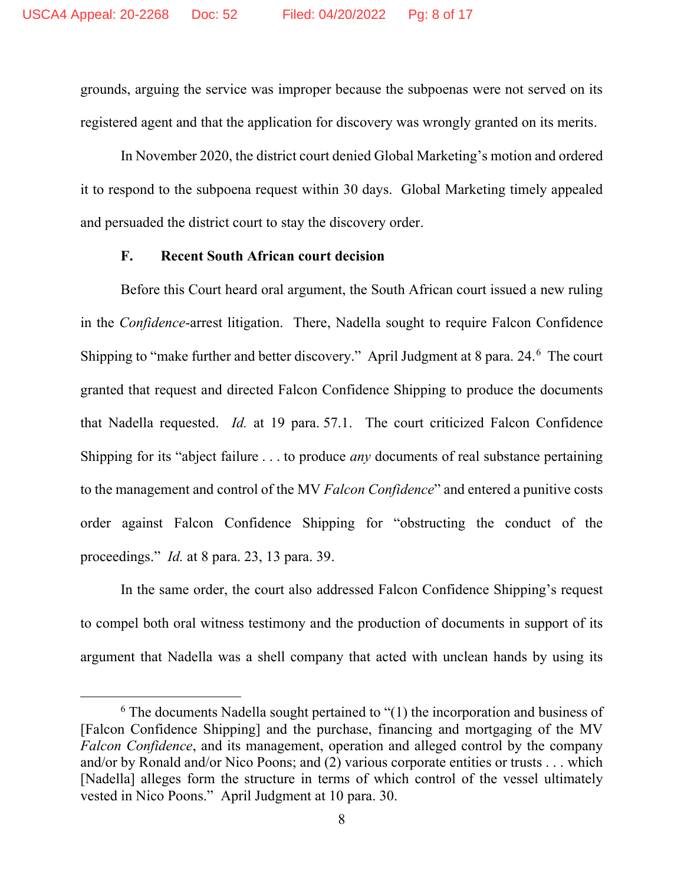grounds, arguing the service was improper because the subpoenas were not served on its registered agent and that the application for discovery was wrongly granted on its merits.

In November 2020, the district court denied Global Marketing's motion and ordered it to respond to the subpoena request within 30 days. Global Marketing timely appealed and persuaded the district court to stay the discovery order.

### F. Recent South African court decision

Before this Court heard oral argument, the South African court issued a new ruling in the *Confidence*-arrest litigation. There, Nadella sought to require Falcon Confidence Shipping to "make further and better discovery." April Judgment at 8 para. 24.[6] The court granted that request and directed Falcon Confidence Shipping to produce the documents that Nadella requested. *Id.* at 19 para. 57.1. The court criticized Falcon Confidence Shipping for its "abject failure . . . to produce *any* documents of real substance pertaining to the management and control of the MV *Falcon Confidence*" and entered a punitive costs order against Falcon Confidence Shipping for "obstructing the conduct of the proceedings." *Id.* at 8 para. 23, 13 para. 39.

In the same order, the court also addressed Falcon Confidence Shipping's request to compel both oral witness testimony and the production of documents in support of its argument that Nadella was a shell company that acted with unclean hands by using its

[6] The documents Nadella sought pertained to "(1) the incorporation and business of [Falcon Confidence Shipping] and the purchase, financing and mortgaging of the MV *Falcon Confidence*, and its management, operation and alleged control by the company and/or by Ronald and/or Nico Poons; and (2) various corporate entities or trusts . . . which [Nadella] alleges form the structure in terms of which control of the vessel ultimately vested in Nico Poons." April Judgment at 10 para. 30.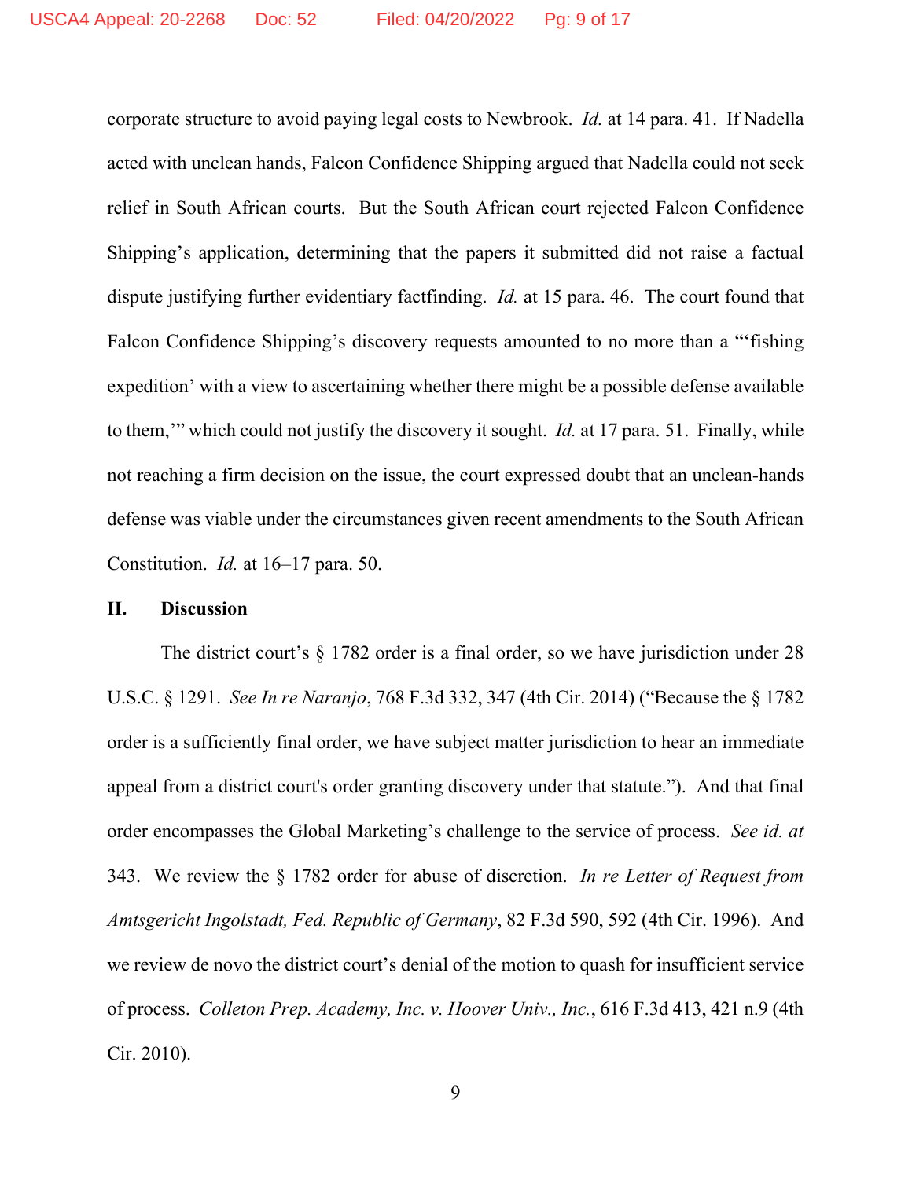corporate structure to avoid paying legal costs to Newbrook. *Id.* at 14 para. 41. If Nadella acted with unclean hands, Falcon Confidence Shipping argued that Nadella could not seek relief in South African courts. But the South African court rejected Falcon Confidence Shipping's application, determining that the papers it submitted did not raise a factual dispute justifying further evidentiary factfinding. *Id.* at 15 para. 46. The court found that Falcon Confidence Shipping's discovery requests amounted to no more than a "'fishing expedition' with a view to ascertaining whether there might be a possible defense available to them,'" which could not justify the discovery it sought. *Id.* at 17 para. 51. Finally, while not reaching a firm decision on the issue, the court expressed doubt that an unclean-hands defense was viable under the circumstances given recent amendments to the South African Constitution. *Id.* at 16–17 para. 50.

## II. Discussion

The district court's § 1782 order is a final order, so we have jurisdiction under 28 U.S.C. § 1291. *See In re Naranjo*, 768 F.3d 332, 347 (4th Cir. 2014) ("Because the § 1782 order is a sufficiently final order, we have subject matter jurisdiction to hear an immediate appeal from a district court's order granting discovery under that statute."). And that final order encompasses the Global Marketing's challenge to the service of process. *See id. at* 343. We review the § 1782 order for abuse of discretion. *In re Letter of Request from Amtsgericht Ingolstadt, Fed. Republic of Germany*, 82 F.3d 590, 592 (4th Cir. 1996). And we review de novo the district court's denial of the motion to quash for insufficient service of process. *Colleton Prep. Academy, Inc. v. Hoover Univ., Inc.*, 616 F.3d 413, 421 n.9 (4th Cir. 2010).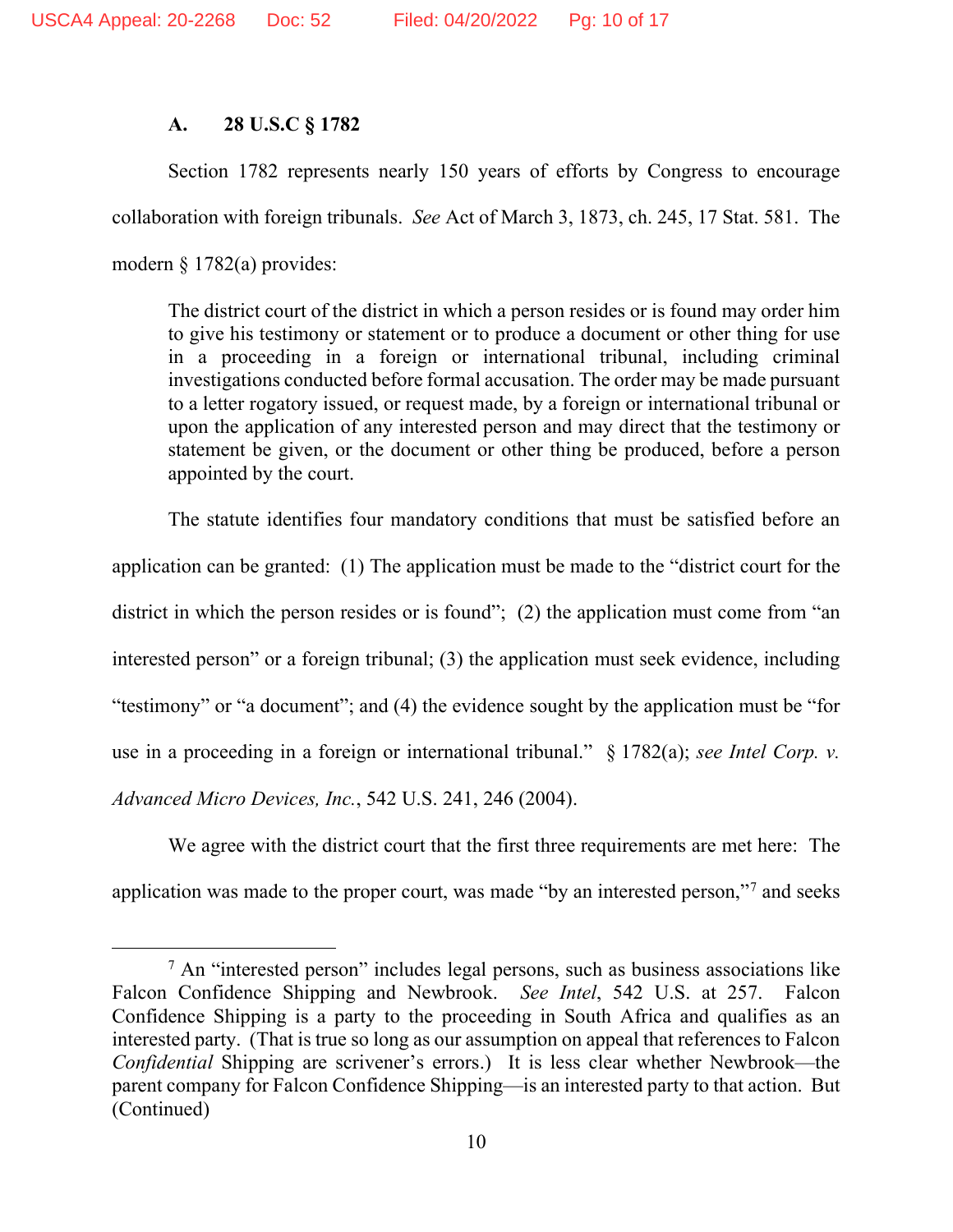### A. 28 U.S.C § 1782

Section 1782 represents nearly 150 years of efforts by Congress to encourage collaboration with foreign tribunals. *See* Act of March 3, 1873, ch. 245, 17 Stat. 581. The modern § 1782(a) provides:

> The district court of the district in which a person resides or is found may order him to give his testimony or statement or to produce a document or other thing for use in a proceeding in a foreign or international tribunal, including criminal investigations conducted before formal accusation. The order may be made pursuant to a letter rogatory issued, or request made, by a foreign or international tribunal or upon the application of any interested person and may direct that the testimony or statement be given, or the document or other thing be produced, before a person appointed by the court.

The statute identifies four mandatory conditions that must be satisfied before an application can be granted: (1) The application must be made to the "district court for the district in which the person resides or is found"; (2) the application must come from "an interested person" or a foreign tribunal; (3) the application must seek evidence, including "testimony" or "a document"; and (4) the evidence sought by the application must be "for use in a proceeding in a foreign or international tribunal." § 1782(a); *see Intel Corp. v. Advanced Micro Devices, Inc.*, 542 U.S. 241, 246 (2004).

We agree with the district court that the first three requirements are met here: The application was made to the proper court, was made "by an interested person,"[7] and seeks

---

[7] An "interested person" includes legal persons, such as business associations like Falcon Confidence Shipping and Newbrook. *See Intel*, 542 U.S. at 257. Falcon Confidence Shipping is a party to the proceeding in South Africa and qualifies as an interested party. (That is true so long as our assumption on appeal that references to Falcon *Confidential* Shipping are scrivener's errors.) It is less clear whether Newbrook—the parent company for Falcon Confidence Shipping—is an interested party to that action. But (Continued)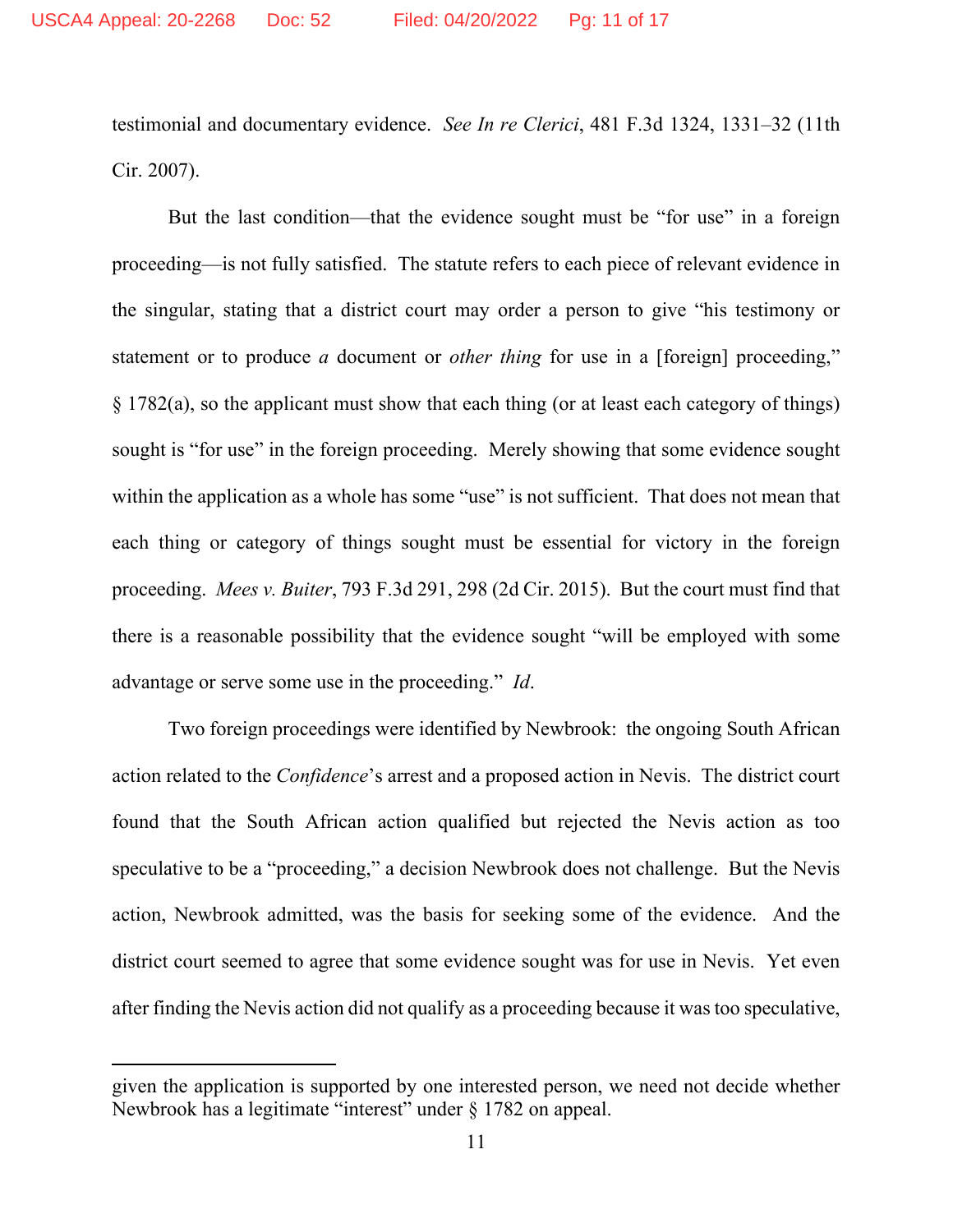testimonial and documentary evidence. *See In re Clerici*, 481 F.3d 1324, 1331–32 (11th Cir. 2007).

But the last condition—that the evidence sought must be "for use" in a foreign proceeding—is not fully satisfied. The statute refers to each piece of relevant evidence in the singular, stating that a district court may order a person to give "his testimony or statement or to produce *a* document or *other thing* for use in a [foreign] proceeding," § 1782(a), so the applicant must show that each thing (or at least each category of things) sought is "for use" in the foreign proceeding. Merely showing that some evidence sought within the application as a whole has some "use" is not sufficient. That does not mean that each thing or category of things sought must be essential for victory in the foreign proceeding. *Mees v. Buiter*, 793 F.3d 291, 298 (2d Cir. 2015). But the court must find that there is a reasonable possibility that the evidence sought "will be employed with some advantage or serve some use in the proceeding." *Id*.

Two foreign proceedings were identified by Newbrook: the ongoing South African action related to the *Confidence*'s arrest and a proposed action in Nevis. The district court found that the South African action qualified but rejected the Nevis action as too speculative to be a "proceeding," a decision Newbrook does not challenge. But the Nevis action, Newbrook admitted, was the basis for seeking some of the evidence. And the district court seemed to agree that some evidence sought was for use in Nevis. Yet even after finding the Nevis action did not qualify as a proceeding because it was too speculative,

---

given the application is supported by one interested person, we need not decide whether Newbrook has a legitimate "interest" under § 1782 on appeal.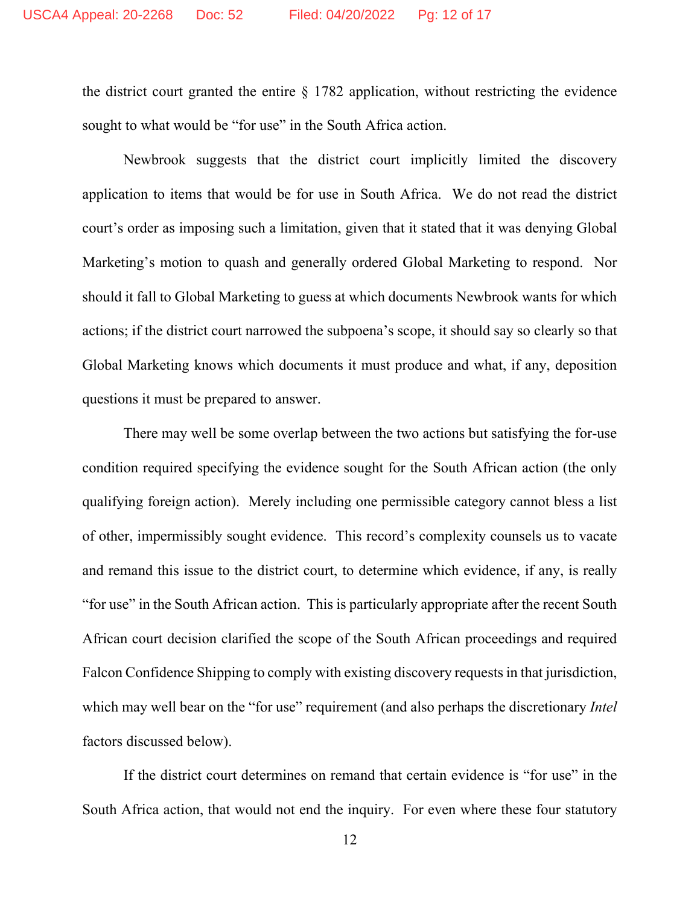the district court granted the entire § 1782 application, without restricting the evidence sought to what would be "for use" in the South Africa action.

Newbrook suggests that the district court implicitly limited the discovery application to items that would be for use in South Africa. We do not read the district court's order as imposing such a limitation, given that it stated that it was denying Global Marketing's motion to quash and generally ordered Global Marketing to respond. Nor should it fall to Global Marketing to guess at which documents Newbrook wants for which actions; if the district court narrowed the subpoena's scope, it should say so clearly so that Global Marketing knows which documents it must produce and what, if any, deposition questions it must be prepared to answer.

There may well be some overlap between the two actions but satisfying the for-use condition required specifying the evidence sought for the South African action (the only qualifying foreign action). Merely including one permissible category cannot bless a list of other, impermissibly sought evidence. This record's complexity counsels us to vacate and remand this issue to the district court, to determine which evidence, if any, is really "for use" in the South African action. This is particularly appropriate after the recent South African court decision clarified the scope of the South African proceedings and required Falcon Confidence Shipping to comply with existing discovery requests in that jurisdiction, which may well bear on the "for use" requirement (and also perhaps the discretionary *Intel* factors discussed below).

If the district court determines on remand that certain evidence is "for use" in the South Africa action, that would not end the inquiry. For even where these four statutory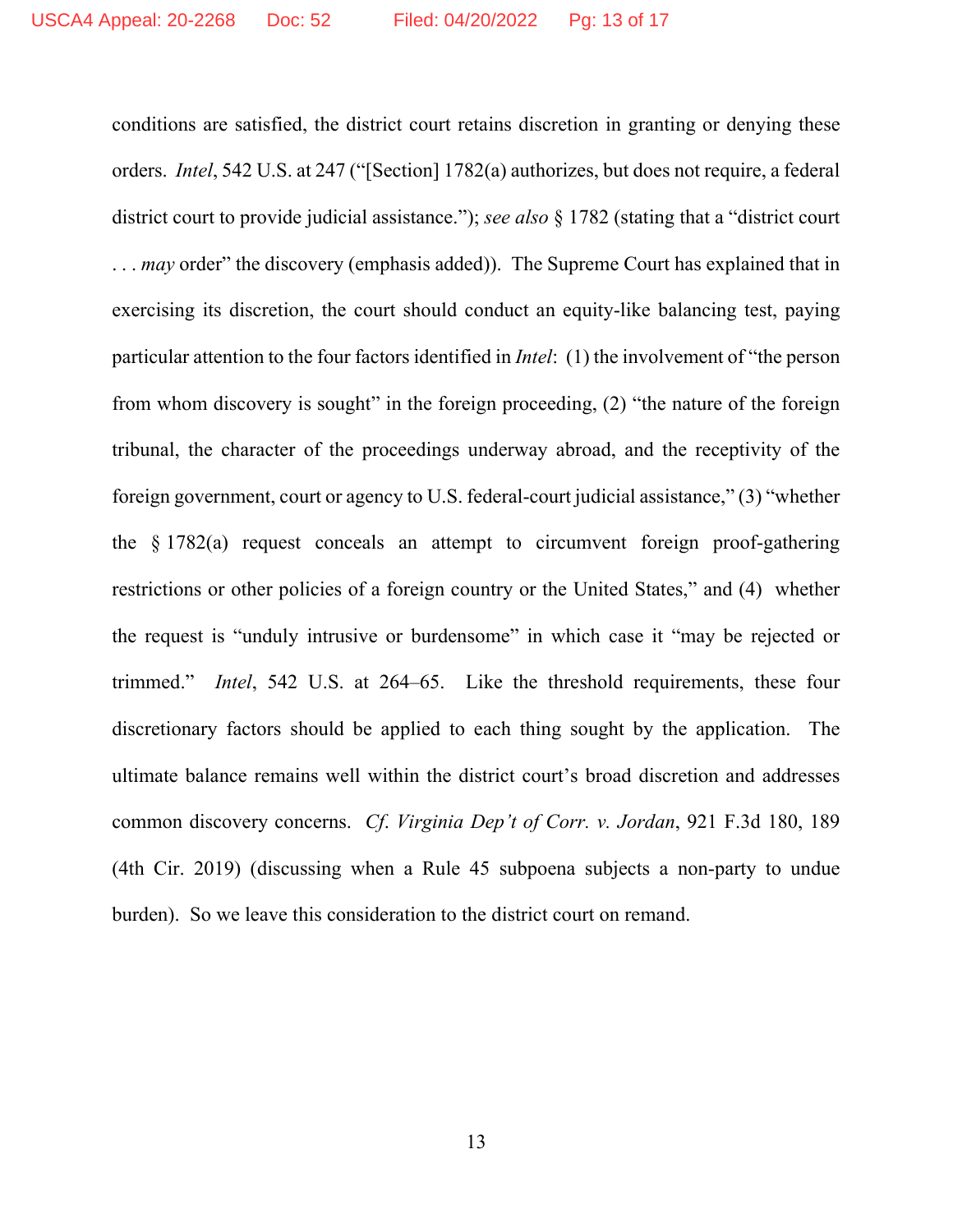conditions are satisfied, the district court retains discretion in granting or denying these orders. *Intel*, 542 U.S. at 247 ("[Section] 1782(a) authorizes, but does not require, a federal district court to provide judicial assistance."); *see also* § 1782 (stating that a "district court . . . *may* order" the discovery (emphasis added)). The Supreme Court has explained that in exercising its discretion, the court should conduct an equity-like balancing test, paying particular attention to the four factors identified in *Intel*: (1) the involvement of "the person from whom discovery is sought" in the foreign proceeding, (2) "the nature of the foreign tribunal, the character of the proceedings underway abroad, and the receptivity of the foreign government, court or agency to U.S. federal-court judicial assistance," (3) "whether the § 1782(a) request conceals an attempt to circumvent foreign proof-gathering restrictions or other policies of a foreign country or the United States," and (4) whether the request is "unduly intrusive or burdensome" in which case it "may be rejected or trimmed." *Intel*, 542 U.S. at 264–65. Like the threshold requirements, these four discretionary factors should be applied to each thing sought by the application. The ultimate balance remains well within the district court's broad discretion and addresses common discovery concerns. *Cf. Virginia Dep't of Corr. v. Jordan*, 921 F.3d 180, 189 (4th Cir. 2019) (discussing when a Rule 45 subpoena subjects a non-party to undue burden). So we leave this consideration to the district court on remand.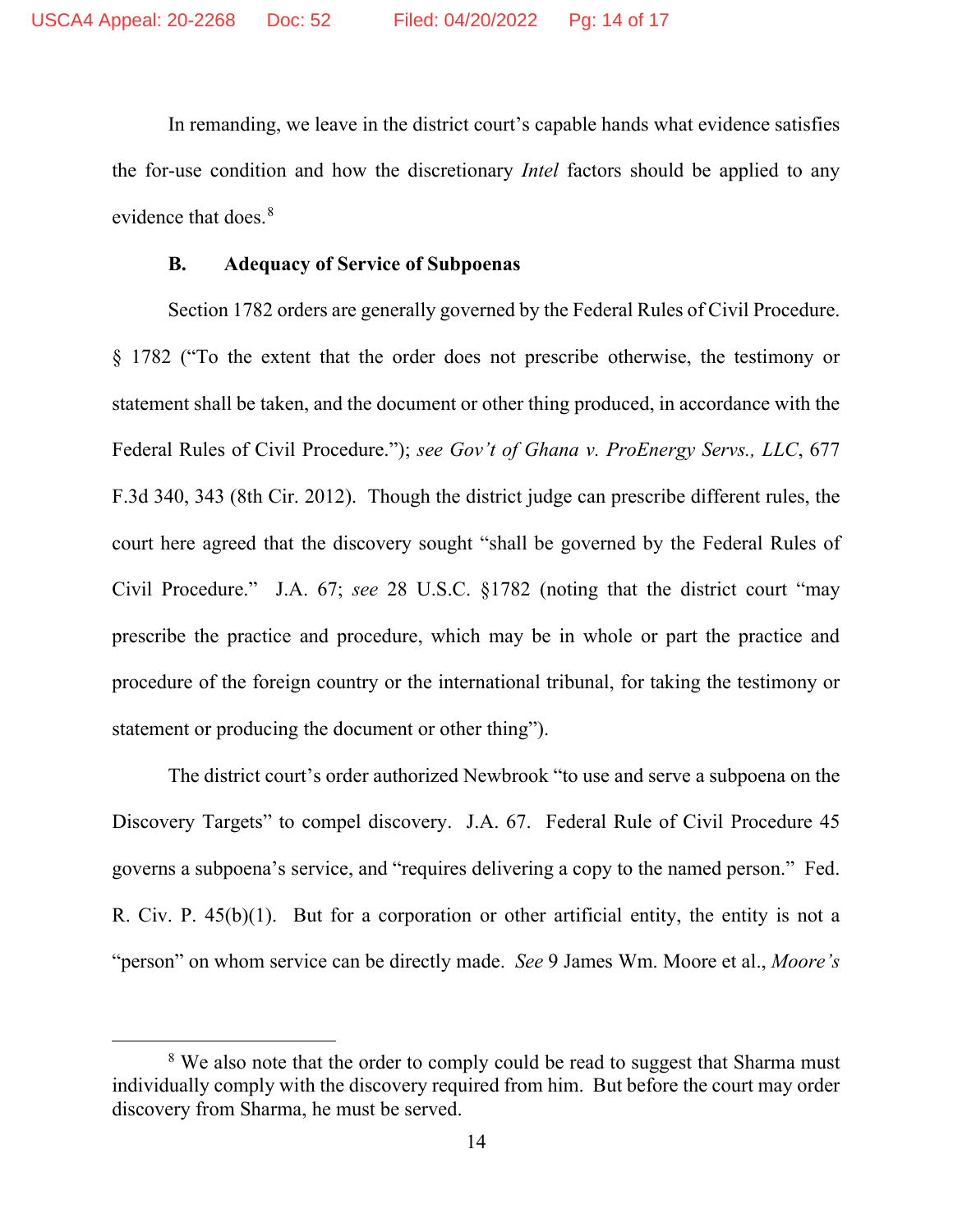In remanding, we leave in the district court's capable hands what evidence satisfies the for-use condition and how the discretionary *Intel* factors should be applied to any evidence that does.[8]

### B. Adequacy of Service of Subpoenas

Section 1782 orders are generally governed by the Federal Rules of Civil Procedure. § 1782 ("To the extent that the order does not prescribe otherwise, the testimony or statement shall be taken, and the document or other thing produced, in accordance with the Federal Rules of Civil Procedure."); *see Gov't of Ghana v. ProEnergy Servs., LLC*, 677 F.3d 340, 343 (8th Cir. 2012). Though the district judge can prescribe different rules, the court here agreed that the discovery sought "shall be governed by the Federal Rules of Civil Procedure." J.A. 67; *see* 28 U.S.C. §1782 (noting that the district court "may prescribe the practice and procedure, which may be in whole or part the practice and procedure of the foreign country or the international tribunal, for taking the testimony or statement or producing the document or other thing").

The district court's order authorized Newbrook "to use and serve a subpoena on the Discovery Targets" to compel discovery. J.A. 67. Federal Rule of Civil Procedure 45 governs a subpoena's service, and "requires delivering a copy to the named person." Fed. R. Civ. P. 45(b)(1). But for a corporation or other artificial entity, the entity is not a "person" on whom service can be directly made. *See* 9 James Wm. Moore et al., *Moore's*

---

[8] We also note that the order to comply could be read to suggest that Sharma must individually comply with the discovery required from him. But before the court may order discovery from Sharma, he must be served.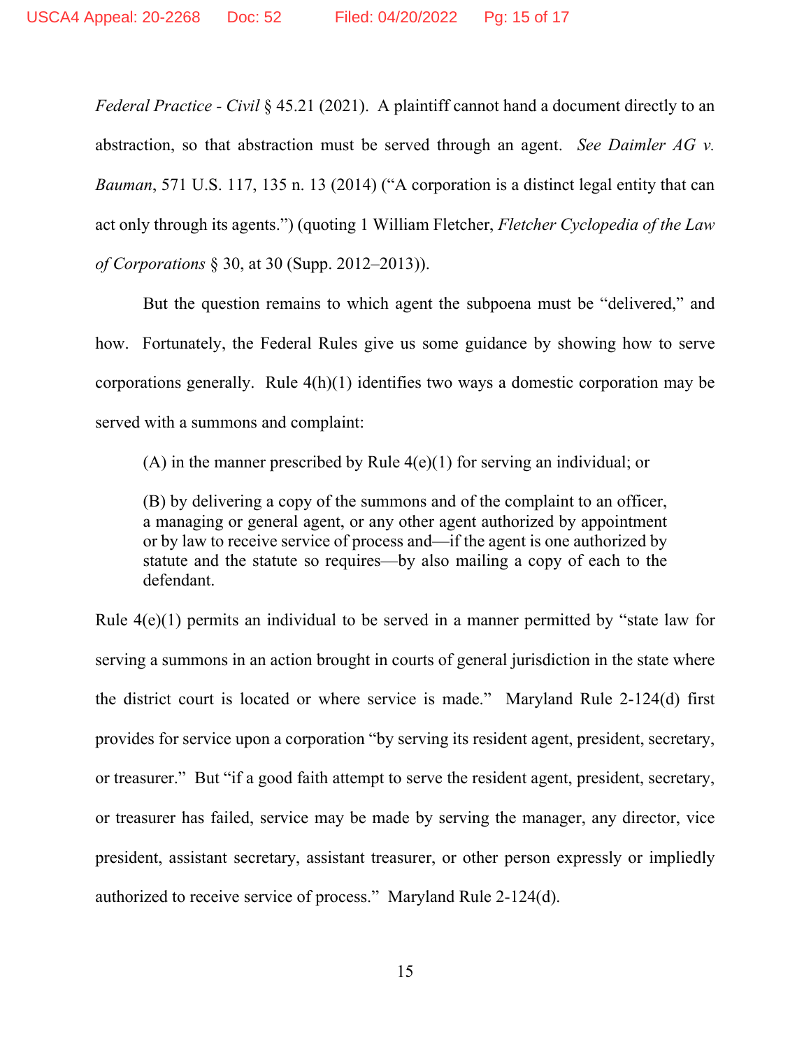*Federal Practice - Civil* § 45.21 (2021). A plaintiff cannot hand a document directly to an abstraction, so that abstraction must be served through an agent. *See Daimler AG v. Bauman*, 571 U.S. 117, 135 n. 13 (2014) ("A corporation is a distinct legal entity that can act only through its agents.") (quoting 1 William Fletcher, *Fletcher Cyclopedia of the Law of Corporations* § 30, at 30 (Supp. 2012–2013)).

But the question remains to which agent the subpoena must be "delivered," and how. Fortunately, the Federal Rules give us some guidance by showing how to serve corporations generally. Rule 4(h)(1) identifies two ways a domestic corporation may be served with a summons and complaint:

> (A) in the manner prescribed by Rule 4(e)(1) for serving an individual; or
>
> (B) by delivering a copy of the summons and of the complaint to an officer, a managing or general agent, or any other agent authorized by appointment or by law to receive service of process and—if the agent is one authorized by statute and the statute so requires—by also mailing a copy of each to the defendant.

Rule 4(e)(1) permits an individual to be served in a manner permitted by "state law for serving a summons in an action brought in courts of general jurisdiction in the state where the district court is located or where service is made." Maryland Rule 2-124(d) first provides for service upon a corporation "by serving its resident agent, president, secretary, or treasurer." But "if a good faith attempt to serve the resident agent, president, secretary, or treasurer has failed, service may be made by serving the manager, any director, vice president, assistant secretary, assistant treasurer, or other person expressly or impliedly authorized to receive service of process." Maryland Rule 2-124(d).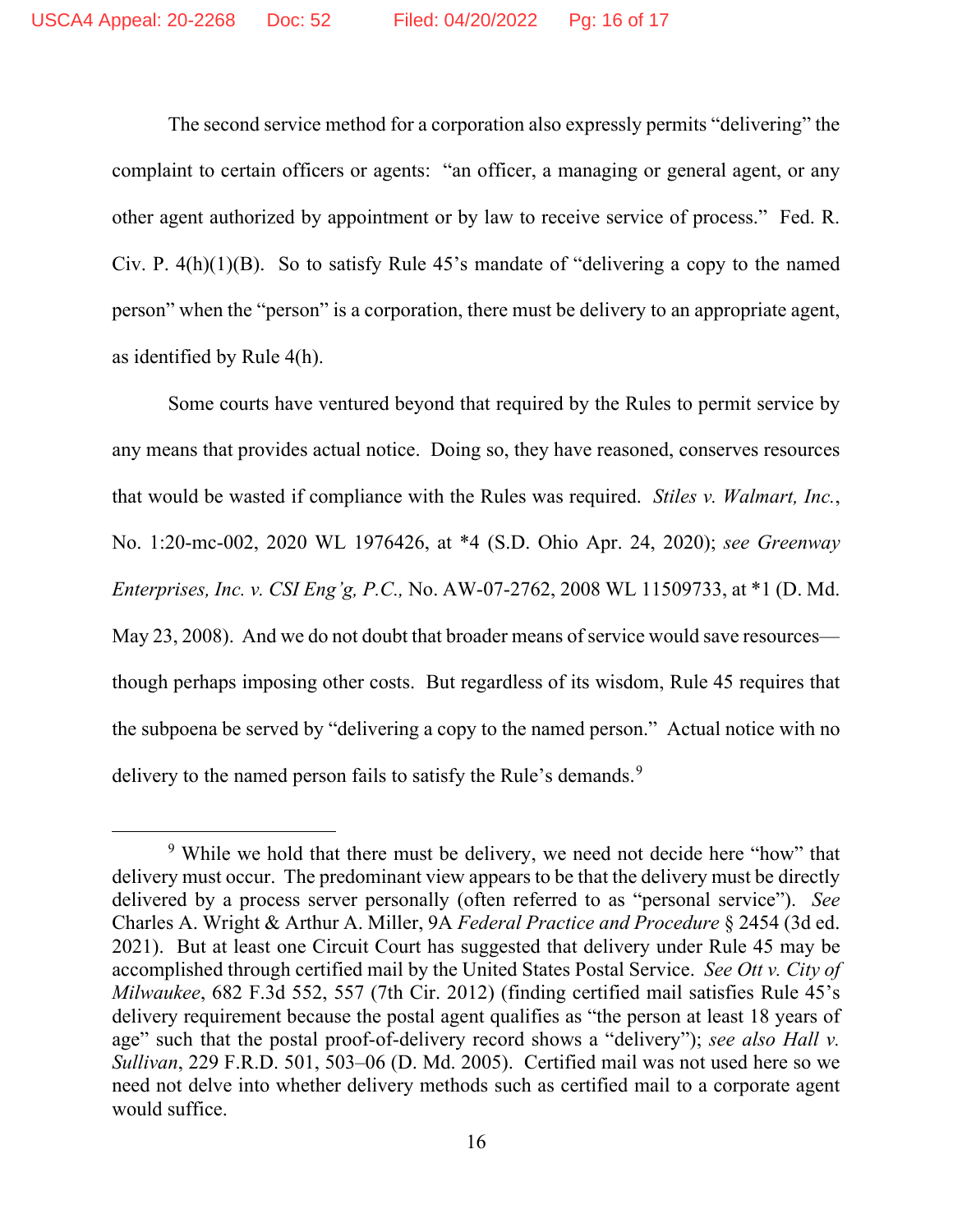The second service method for a corporation also expressly permits "delivering" the complaint to certain officers or agents: "an officer, a managing or general agent, or any other agent authorized by appointment or by law to receive service of process." Fed. R. Civ. P. 4(h)(1)(B). So to satisfy Rule 45's mandate of "delivering a copy to the named person" when the "person" is a corporation, there must be delivery to an appropriate agent, as identified by Rule 4(h).

Some courts have ventured beyond that required by the Rules to permit service by any means that provides actual notice. Doing so, they have reasoned, conserves resources that would be wasted if compliance with the Rules was required. *Stiles v. Walmart, Inc.*, No. 1:20-mc-002, 2020 WL 1976426, at *4 (S.D. Ohio Apr. 24, 2020); *see Greenway Enterprises, Inc. v. CSI Eng'g, P.C.,* No. AW-07-2762, 2008 WL 11509733, at *1 (D. Md. May 23, 2008). And we do not doubt that broader means of service would save resources—though perhaps imposing other costs. But regardless of its wisdom, Rule 45 requires that the subpoena be served by "delivering a copy to the named person." Actual notice with no delivery to the named person fails to satisfy the Rule's demands.[9]

---

[9] While we hold that there must be delivery, we need not decide here "how" that delivery must occur. The predominant view appears to be that the delivery must be directly delivered by a process server personally (often referred to as "personal service"). *See* Charles A. Wright & Arthur A. Miller, 9A *Federal Practice and Procedure* § 2454 (3d ed. 2021). But at least one Circuit Court has suggested that delivery under Rule 45 may be accomplished through certified mail by the United States Postal Service. *See Ott v. City of Milwaukee*, 682 F.3d 552, 557 (7th Cir. 2012) (finding certified mail satisfies Rule 45's delivery requirement because the postal agent qualifies as "the person at least 18 years of age" such that the postal proof-of-delivery record shows a "delivery"); *see also Hall v. Sullivan*, 229 F.R.D. 501, 503–06 (D. Md. 2005). Certified mail was not used here so we need not delve into whether delivery methods such as certified mail to a corporate agent would suffice.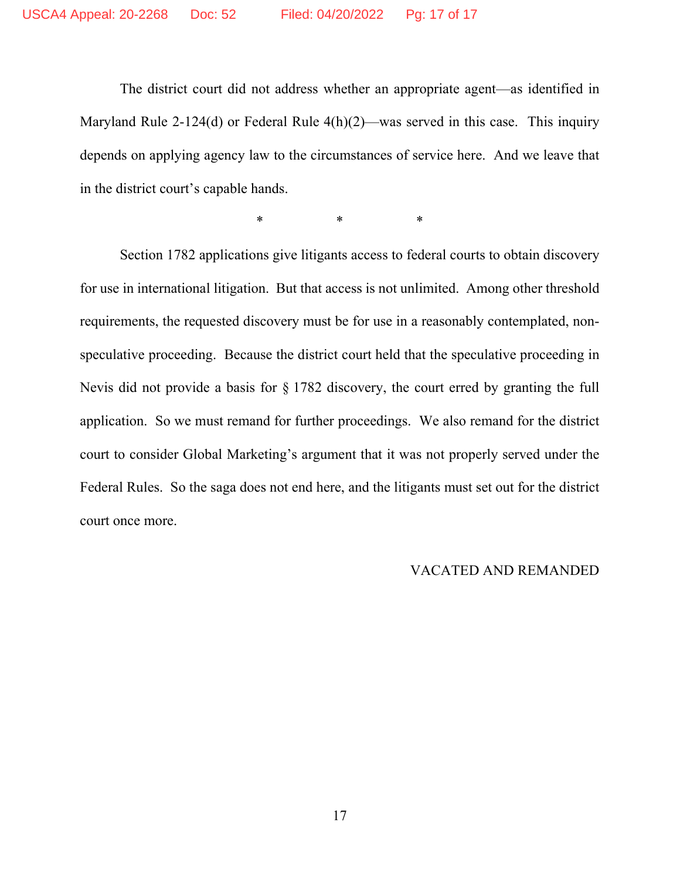The district court did not address whether an appropriate agent—as identified in Maryland Rule 2-124(d) or Federal Rule 4(h)(2)—was served in this case. This inquiry depends on applying agency law to the circumstances of service here. And we leave that in the district court's capable hands.

\* \* \*

Section 1782 applications give litigants access to federal courts to obtain discovery for use in international litigation. But that access is not unlimited. Among other threshold requirements, the requested discovery must be for use in a reasonably contemplated, non-speculative proceeding. Because the district court held that the speculative proceeding in Nevis did not provide a basis for § 1782 discovery, the court erred by granting the full application. So we must remand for further proceedings. We also remand for the district court to consider Global Marketing's argument that it was not properly served under the Federal Rules. So the saga does not end here, and the litigants must set out for the district court once more.

VACATED AND REMANDED